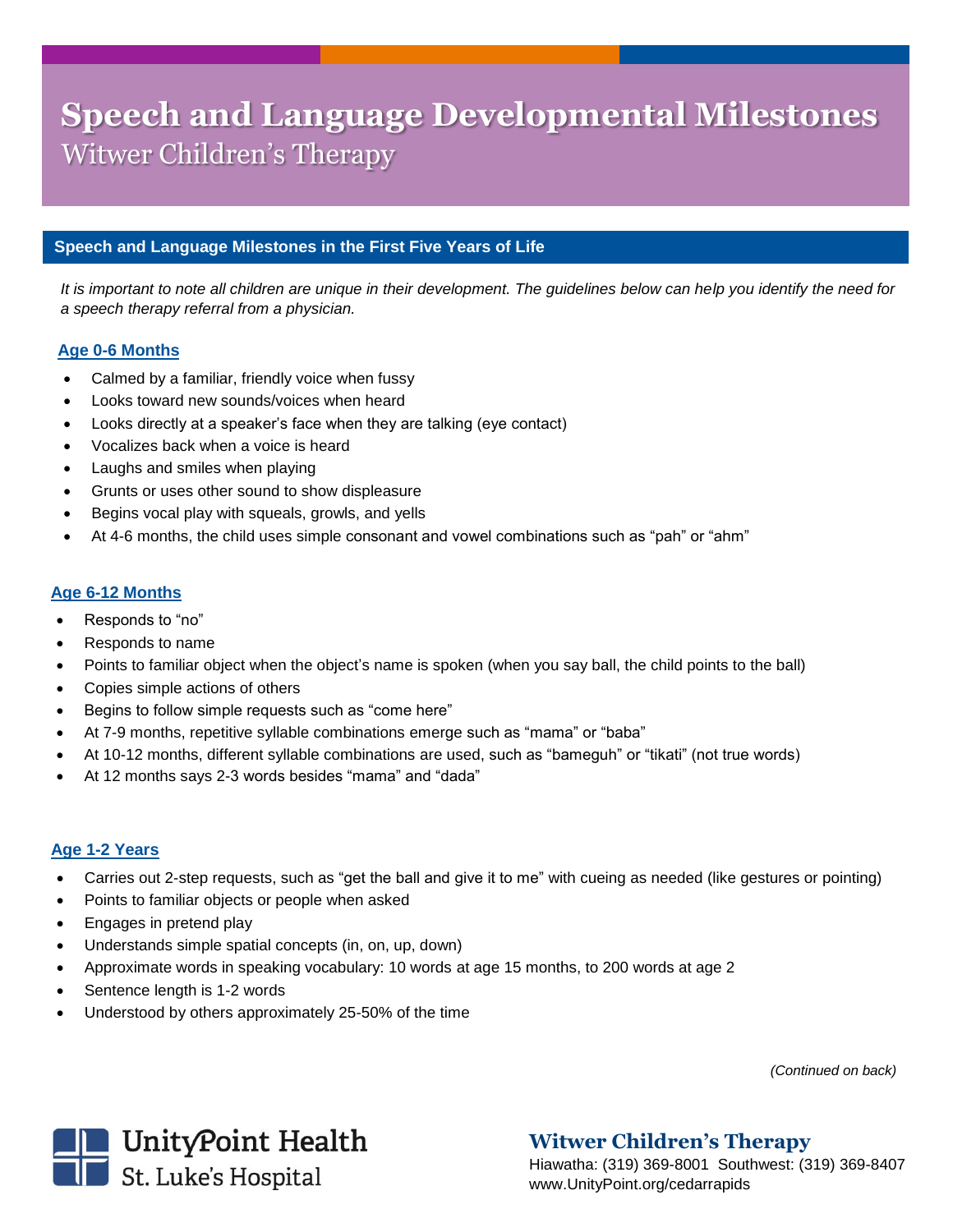# Speech and Language Developmental Milestones

Witwer Children's Therapy

## Speech and Language Milestones in the First Five Years of Life

*It is important to note all children are unique in their development. The guidelines below can help you identify the need for a speech therapy referral from a physician.*

### Age 0-6 Months

- Calmed by a familiar, friendly voice when fussy
- Looks toward new sounds/voices when heard
- Looks directly at a speaker's face when they are talking (eye contact)
- Vocalizes back when a voice is heard
- Laughs and smiles when playing
- Grunts or uses other sound to show displeasure
- Begins vocal play with squeals, growls, and yells
- At 4-6 months, the child uses simple consonant and vowel combinations such as "pah" or "ahm"

### Age 6-12 Months

- Responds to "no"
- Responds to name
- Points to familiar object when the object's name is spoken (when you say ball, the child points to the ball)
- Copies simple actions of others
- Begins to follow simple requests such as "come here"
- At 7-9 months, repetitive syllable combinations emerge such as "mama" or "baba"
- At 10-12 months, different syllable combinations are used, such as "bameguh" or "tikati" (not true words)
- At 12 months says 2-3 words besides "mama" and "dada"

### Age 1-2 Years

- Carries out 2-step requests, such as "get the ball and give it to me" with cueing as needed (like gestures or pointing)
- Points to familiar objects or people when asked
- Engages in pretend play
- Understands simple spatial concepts (in, on, up, down)
- Approximate words in speaking vocabulary: 10 words at age 15 months, to 200 words at age 2
- Sentence length is 1-2 words
- Understood by others approximately 25-50% of the time

*(Continued on back)*

UnityPoint Health
St. Luke's Hospital

**Witwer Children's Therapy**
Hiawatha: (319) 369-8001 Southwest: (319) 369-8407
www.UnityPoint.org/cedarrapids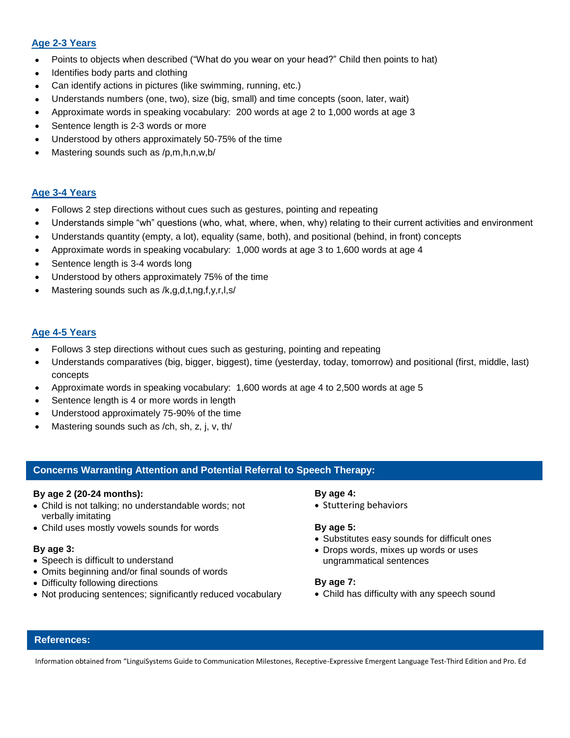### Age 2-3 Years

- Points to objects when described ("What do you wear on your head?" Child then points to hat)
- Identifies body parts and clothing
- Can identify actions in pictures (like swimming, running, etc.)
- Understands numbers (one, two), size (big, small) and time concepts (soon, later, wait)
- Approximate words in speaking vocabulary: 200 words at age 2 to 1,000 words at age 3
- Sentence length is 2-3 words or more
- Understood by others approximately 50-75% of the time
- Mastering sounds such as /p,m,h,n,w,b/

### Age 3-4 Years

- Follows 2 step directions without cues such as gestures, pointing and repeating
- Understands simple "wh" questions (who, what, where, when, why) relating to their current activities and environment
- Understands quantity (empty, a lot), equality (same, both), and positional (behind, in front) concepts
- Approximate words in speaking vocabulary: 1,000 words at age 3 to 1,600 words at age 4
- Sentence length is 3-4 words long
- Understood by others approximately 75% of the time
- Mastering sounds such as /k,g,d,t,ng,f,y,r,l,s/

### Age 4-5 Years

- Follows 3 step directions without cues such as gesturing, pointing and repeating
- Understands comparatives (big, bigger, biggest), time (yesterday, today, tomorrow) and positional (first, middle, last) concepts
- Approximate words in speaking vocabulary: 1,600 words at age 4 to 2,500 words at age 5
- Sentence length is 4 or more words in length
- Understood approximately 75-90% of the time
- Mastering sounds such as /ch, sh, z, j, v, th/

## Concerns Warranting Attention and Potential Referral to Speech Therapy:

**By age 2 (20-24 months):**

- Child is not talking; no understandable words; not verbally imitating
- Child uses mostly vowels sounds for words

**By age 3:**

- Speech is difficult to understand
- Omits beginning and/or final sounds of words
- Difficulty following directions
- Not producing sentences; significantly reduced vocabulary

**By age 4:**

- Stuttering behaviors

**By age 5:**

- Substitutes easy sounds for difficult ones
- Drops words, mixes up words or uses ungrammatical sentences

**By age 7:**

- Child has difficulty with any speech sound

## References:

Information obtained from "LinguiSystems Guide to Communication Milestones, Receptive-Expressive Emergent Language Test-Third Edition and Pro. Ed